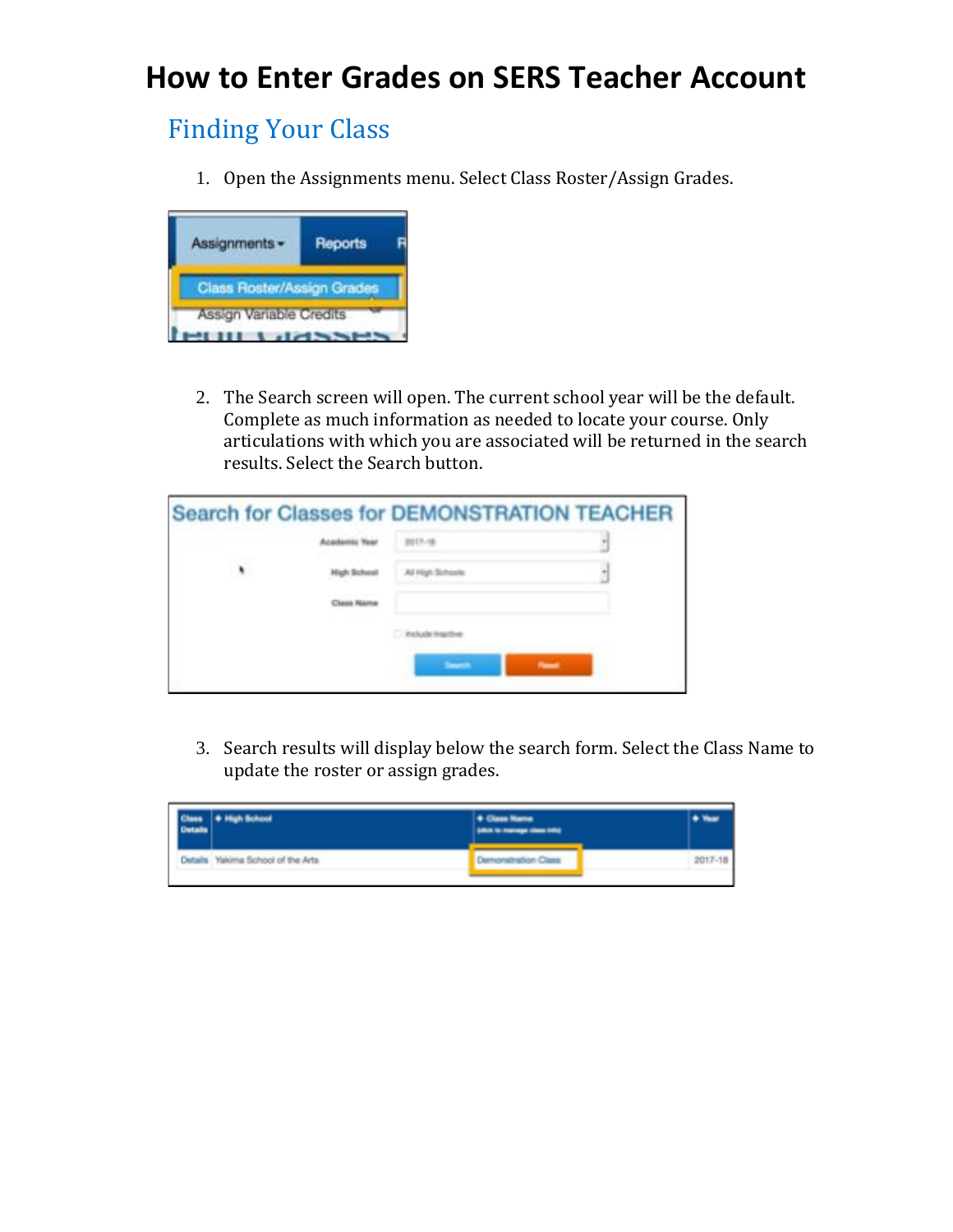# How to Enter Grades on SERS Teacher Account

## Finding Your Class

1. Open the Assignments menu. Select Class Roster/Assign Grades.

2. The Search screen will open. The current school year will be the default. Complete as much information as needed to locate your course. Only articulations with which you are associated will be returned in the search results. Select the Search button.

3. Search results will display below the search form. Select the Class Name to update the roster or assign grades.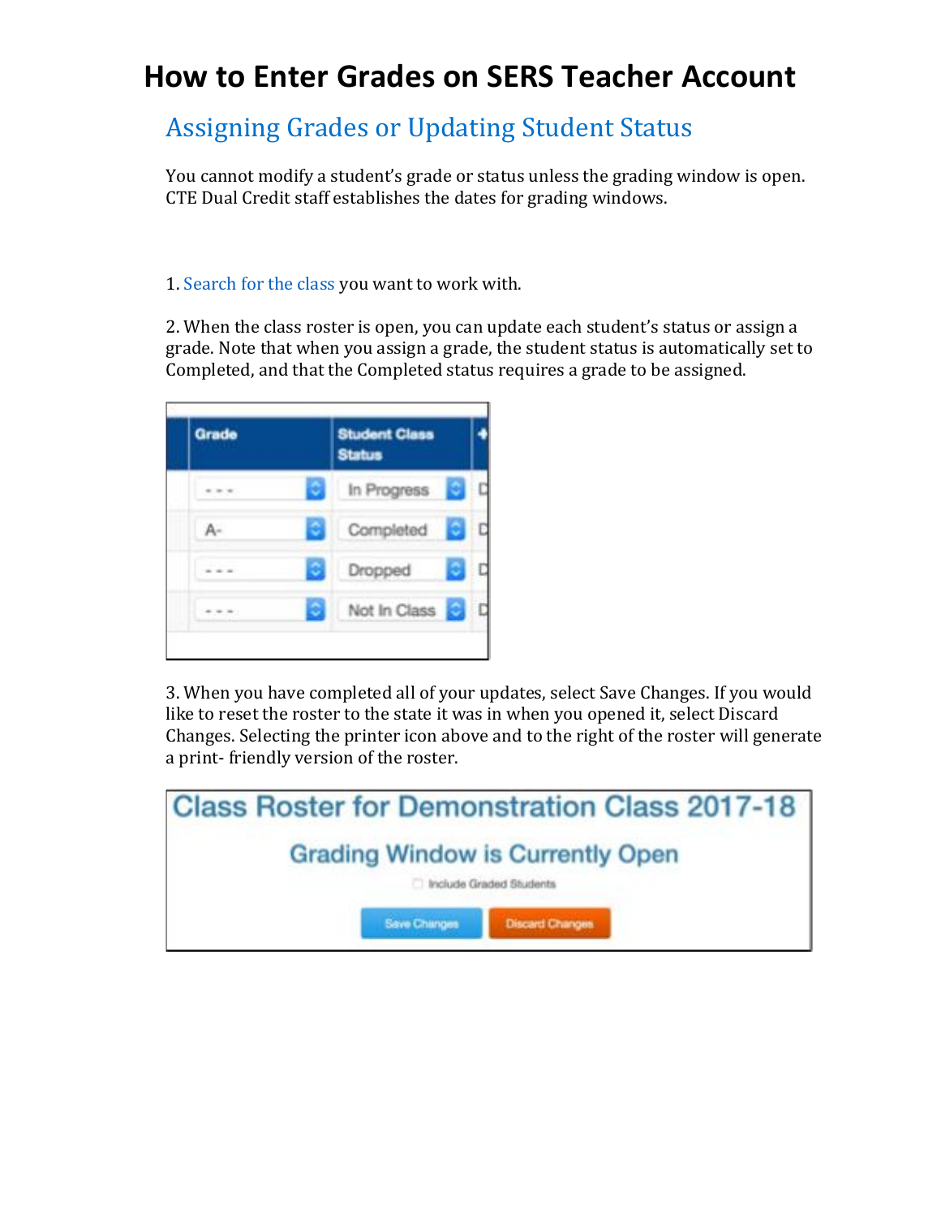# How to Enter Grades on SERS Teacher Account

## Assigning Grades or Updating Student Status

You cannot modify a student's grade or status unless the grading window is open. CTE Dual Credit staff establishes the dates for grading windows.

1. Search for the class you want to work with.

2. When the class roster is open, you can update each student's status or assign a grade. Note that when you assign a grade, the student status is automatically set to Completed, and that the Completed status requires a grade to be assigned.

| Grade | Student Class Status |
|---|---|
| - - - | In Progress |
| A- | Completed |
| - - - | Dropped |
| - - - | Not In Class |

3. When you have completed all of your updates, select Save Changes. If you would like to reset the roster to the state it was in when you opened it, select Discard Changes. Selecting the printer icon above and to the right of the roster will generate a print- friendly version of the roster.

Class Roster for Demonstration Class 2017-18

Grading Window is Currently Open

Include Graded Students

Save Changes Discard Changes